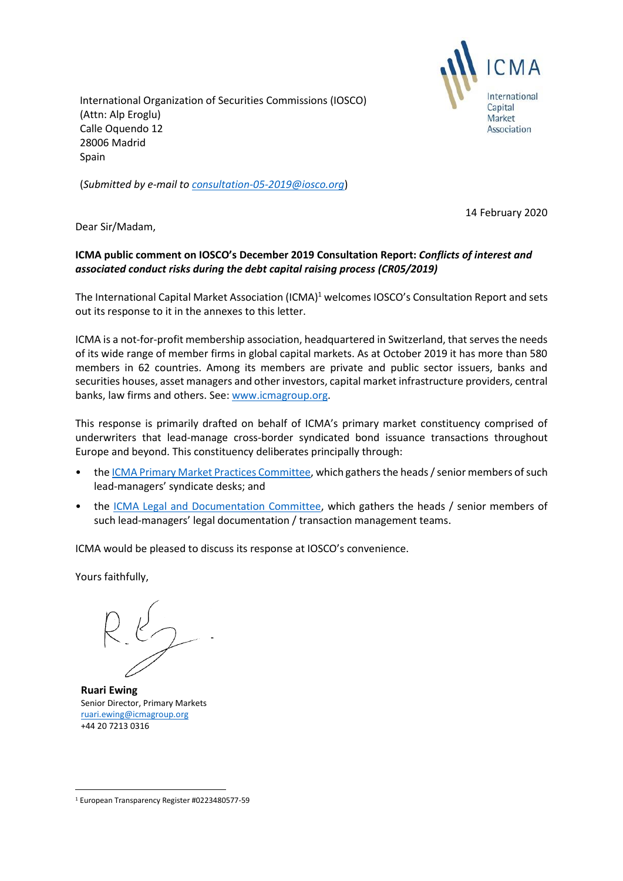International Organization of Securities Commissions (IOSCO)
(Attn: Alp Eroglu)
Calle Oquendo 12
28006 Madrid
Spain

(*Submitted by e-mail to [consultation-05-2019@iosco.org](mailto:consultation-05-2019@iosco.org)*)

14 February 2020

Dear Sir/Madam,

**ICMA public comment on IOSCO's December 2019 Consultation Report: *Conflicts of interest and associated conduct risks during the debt capital raising process (CR05/2019)***

The International Capital Market Association (ICMA)[1] welcomes IOSCO's Consultation Report and sets out its response to it in the annexes to this letter.

ICMA is a not-for-profit membership association, headquartered in Switzerland, that serves the needs of its wide range of member firms in global capital markets. As at October 2019 it has more than 580 members in 62 countries. Among its members are private and public sector issuers, banks and securities houses, asset managers and other investors, capital market infrastructure providers, central banks, law firms and others. See: [www.icmagroup.org](http://www.icmagroup.org).

This response is primarily drafted on behalf of ICMA's primary market constituency comprised of underwriters that lead-manage cross-border syndicated bond issuance transactions throughout Europe and beyond. This constituency deliberates principally through:

- the ICMA Primary Market Practices Committee, which gathers the heads / senior members of such lead-managers' syndicate desks; and
- the ICMA Legal and Documentation Committee, which gathers the heads / senior members of such lead-managers' legal documentation / transaction management teams.

ICMA would be pleased to discuss its response at IOSCO's convenience.

Yours faithfully,

**Ruari Ewing**
Senior Director, Primary Markets
[ruari.ewing@icmagroup.org](mailto:ruari.ewing@icmagroup.org)
+44 20 7213 0316

[1] European Transparency Register #0223480577-59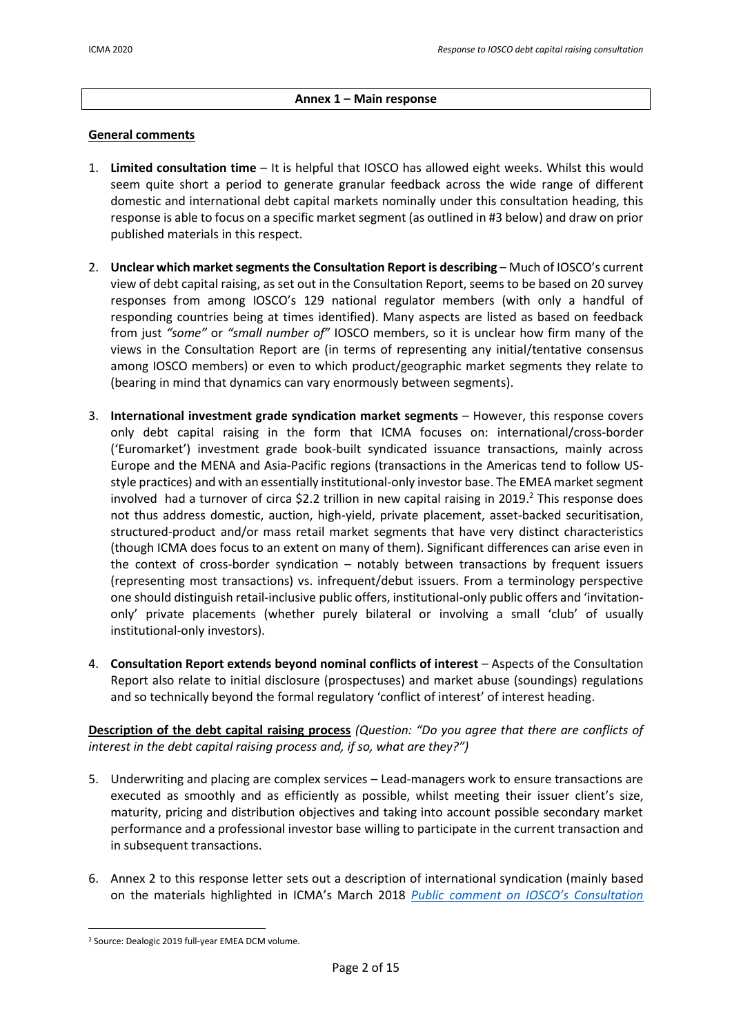**Annex 1 – Main response**

**General comments**

1. **Limited consultation time** – It is helpful that IOSCO has allowed eight weeks. Whilst this would seem quite short a period to generate granular feedback across the wide range of different domestic and international debt capital markets nominally under this consultation heading, this response is able to focus on a specific market segment (as outlined in #3 below) and draw on prior published materials in this respect.

2. **Unclear which market segments the Consultation Report is describing** – Much of IOSCO's current view of debt capital raising, as set out in the Consultation Report, seems to be based on 20 survey responses from among IOSCO's 129 national regulator members (with only a handful of responding countries being at times identified). Many aspects are listed as based on feedback from just *"some"* or *"small number of"* IOSCO members, so it is unclear how firm many of the views in the Consultation Report are (in terms of representing any initial/tentative consensus among IOSCO members) or even to which product/geographic market segments they relate to (bearing in mind that dynamics can vary enormously between segments).

3. **International investment grade syndication market segments** – However, this response covers only debt capital raising in the form that ICMA focuses on: international/cross-border ('Euromarket') investment grade book-built syndicated issuance transactions, mainly across Europe and the MENA and Asia-Pacific regions (transactions in the Americas tend to follow US-style practices) and with an essentially institutional-only investor base. The EMEA market segment involved had a turnover of circa $2.2 trillion in new capital raising in 2019.[2] This response does not thus address domestic, auction, high-yield, private placement, asset-backed securitisation, structured-product and/or mass retail market segments that have very distinct characteristics (though ICMA does focus to an extent on many of them). Significant differences can arise even in the context of cross-border syndication – notably between transactions by frequent issuers (representing most transactions) vs. infrequent/debut issuers. From a terminology perspective one should distinguish retail-inclusive public offers, institutional-only public offers and 'invitation-only' private placements (whether purely bilateral or involving a small 'club' of usually institutional-only investors).

4. **Consultation Report extends beyond nominal conflicts of interest** – Aspects of the Consultation Report also relate to initial disclosure (prospectuses) and market abuse (soundings) regulations and so technically beyond the formal regulatory 'conflict of interest' of interest heading.

**Description of the debt capital raising process** *(Question: "Do you agree that there are conflicts of interest in the debt capital raising process and, if so, what are they?")*

5. Underwriting and placing are complex services – Lead-managers work to ensure transactions are executed as smoothly and as efficiently as possible, whilst meeting their issuer client's size, maturity, pricing and distribution objectives and taking into account possible secondary market performance and a professional investor base willing to participate in the current transaction and in subsequent transactions.

6. Annex 2 to this response letter sets out a description of international syndication (mainly based on the materials highlighted in ICMA's March 2018 *Public comment on IOSCO's Consultation*

[2] Source: Dealogic 2019 full-year EMEA DCM volume.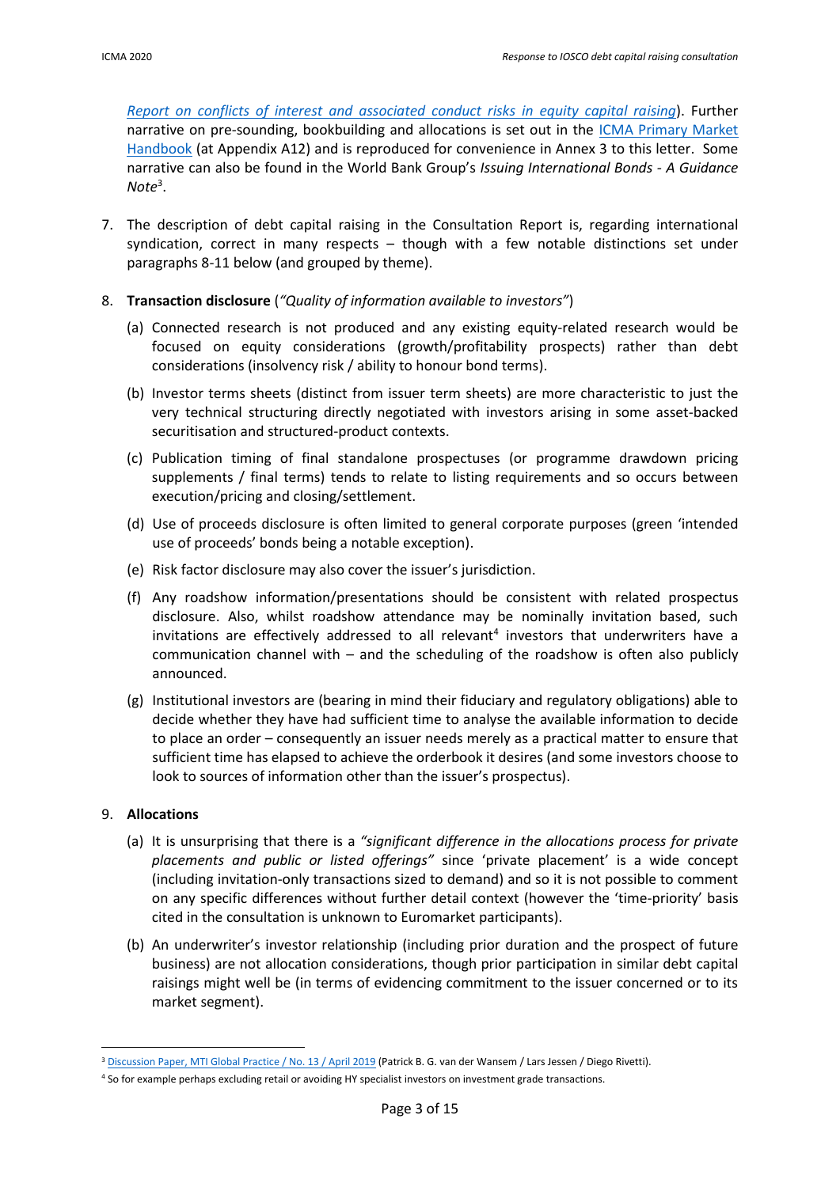*Report on conflicts of interest and associated conduct risks in equity capital raising*). Further narrative on pre-sounding, bookbuilding and allocations is set out in the ICMA Primary Market Handbook (at Appendix A12) and is reproduced for convenience in Annex 3 to this letter. Some narrative can also be found in the World Bank Group's *Issuing International Bonds - A Guidance Note*[3].

7. The description of debt capital raising in the Consultation Report is, regarding international syndication, correct in many respects – though with a few notable distinctions set under paragraphs 8-11 below (and grouped by theme).

8. **Transaction disclosure** (*"Quality of information available to investors"*)

   (a) Connected research is not produced and any existing equity-related research would be focused on equity considerations (growth/profitability prospects) rather than debt considerations (insolvency risk / ability to honour bond terms).

   (b) Investor terms sheets (distinct from issuer term sheets) are more characteristic to just the very technical structuring directly negotiated with investors arising in some asset-backed securitisation and structured-product contexts.

   (c) Publication timing of final standalone prospectuses (or programme drawdown pricing supplements / final terms) tends to relate to listing requirements and so occurs between execution/pricing and closing/settlement.

   (d) Use of proceeds disclosure is often limited to general corporate purposes (green 'intended use of proceeds' bonds being a notable exception).

   (e) Risk factor disclosure may also cover the issuer's jurisdiction.

   (f) Any roadshow information/presentations should be consistent with related prospectus disclosure. Also, whilst roadshow attendance may be nominally invitation based, such invitations are effectively addressed to all relevant[4] investors that underwriters have a communication channel with – and the scheduling of the roadshow is often also publicly announced.

   (g) Institutional investors are (bearing in mind their fiduciary and regulatory obligations) able to decide whether they have had sufficient time to analyse the available information to decide to place an order – consequently an issuer needs merely as a practical matter to ensure that sufficient time has elapsed to achieve the orderbook it desires (and some investors choose to look to sources of information other than the issuer's prospectus).

9. **Allocations**

   (a) It is unsurprising that there is a *"significant difference in the allocations process for private placements and public or listed offerings"* since 'private placement' is a wide concept (including invitation-only transactions sized to demand) and so it is not possible to comment on any specific differences without further detail context (however the 'time-priority' basis cited in the consultation is unknown to Euromarket participants).

   (b) An underwriter's investor relationship (including prior duration and the prospect of future business) are not allocation considerations, though prior participation in similar debt capital raisings might well be (in terms of evidencing commitment to the issuer concerned or to its market segment).

---

[3] Discussion Paper, MTI Global Practice / No. 13 / April 2019 (Patrick B. G. van der Wansem / Lars Jessen / Diego Rivetti).

[4] So for example perhaps excluding retail or avoiding HY specialist investors on investment grade transactions.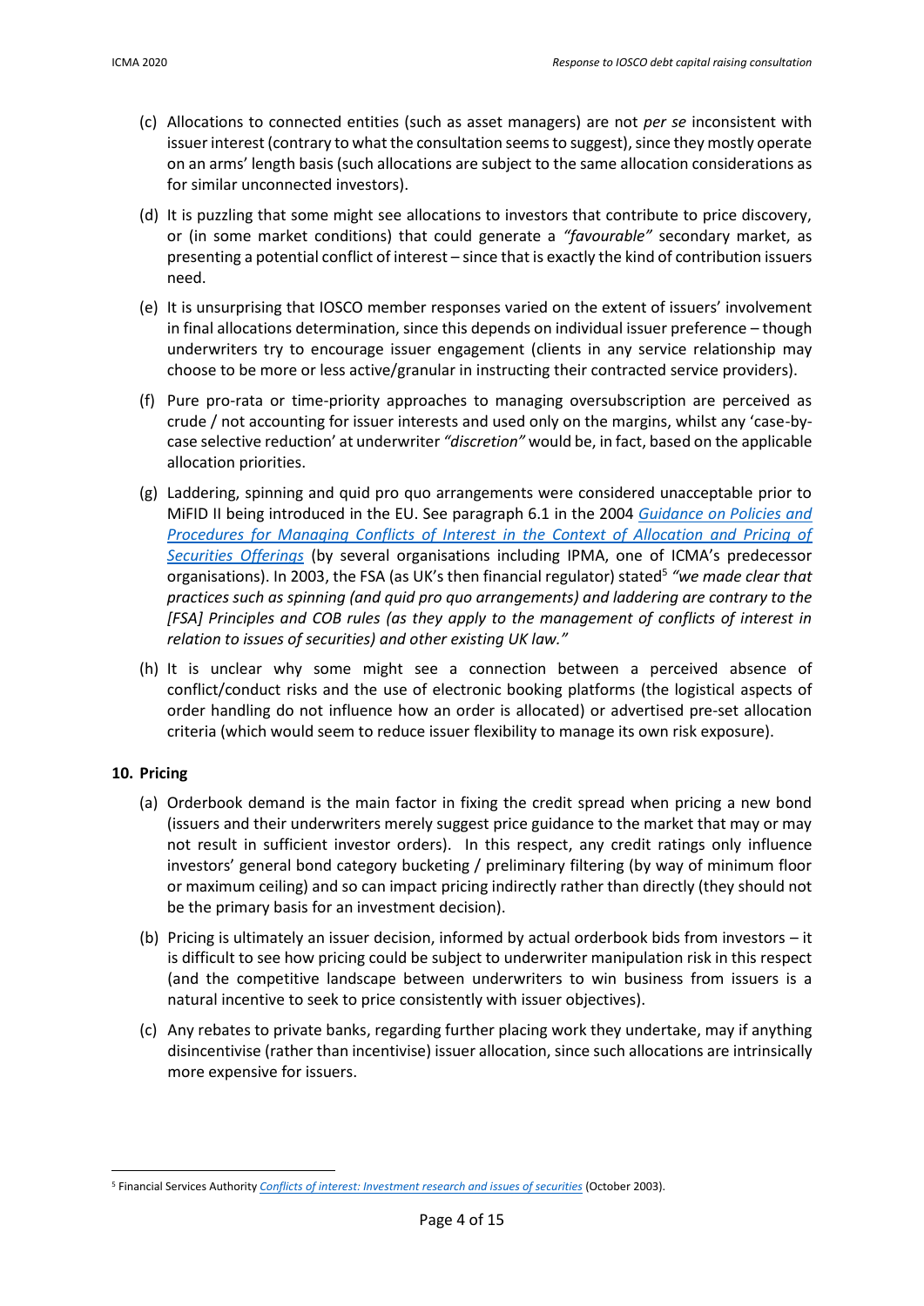(c) Allocations to connected entities (such as asset managers) are not *per se* inconsistent with issuer interest (contrary to what the consultation seems to suggest), since they mostly operate on an arms' length basis (such allocations are subject to the same allocation considerations as for similar unconnected investors).

(d) It is puzzling that some might see allocations to investors that contribute to price discovery, or (in some market conditions) that could generate a *"favourable"* secondary market, as presenting a potential conflict of interest – since that is exactly the kind of contribution issuers need.

(e) It is unsurprising that IOSCO member responses varied on the extent of issuers' involvement in final allocations determination, since this depends on individual issuer preference – though underwriters try to encourage issuer engagement (clients in any service relationship may choose to be more or less active/granular in instructing their contracted service providers).

(f) Pure pro-rata or time-priority approaches to managing oversubscription are perceived as crude / not accounting for issuer interests and used only on the margins, whilst any 'case-by-case selective reduction' at underwriter *"discretion"* would be, in fact, based on the applicable allocation priorities.

(g) Laddering, spinning and quid pro quo arrangements were considered unacceptable prior to MiFID II being introduced in the EU. See paragraph 6.1 in the 2004 *Guidance on Policies and Procedures for Managing Conflicts of Interest in the Context of Allocation and Pricing of Securities Offerings* (by several organisations including IPMA, one of ICMA's predecessor organisations). In 2003, the FSA (as UK's then financial regulator) stated[5] *"we made clear that practices such as spinning (and quid pro quo arrangements) and laddering are contrary to the [FSA] Principles and COB rules (as they apply to the management of conflicts of interest in relation to issues of securities) and other existing UK law."*

(h) It is unclear why some might see a connection between a perceived absence of conflict/conduct risks and the use of electronic booking platforms (the logistical aspects of order handling do not influence how an order is allocated) or advertised pre-set allocation criteria (which would seem to reduce issuer flexibility to manage its own risk exposure).

**10. Pricing**

(a) Orderbook demand is the main factor in fixing the credit spread when pricing a new bond (issuers and their underwriters merely suggest price guidance to the market that may or may not result in sufficient investor orders). In this respect, any credit ratings only influence investors' general bond category bucketing / preliminary filtering (by way of minimum floor or maximum ceiling) and so can impact pricing indirectly rather than directly (they should not be the primary basis for an investment decision).

(b) Pricing is ultimately an issuer decision, informed by actual orderbook bids from investors – it is difficult to see how pricing could be subject to underwriter manipulation risk in this respect (and the competitive landscape between underwriters to win business from issuers is a natural incentive to seek to price consistently with issuer objectives).

(c) Any rebates to private banks, regarding further placing work they undertake, may if anything disincentivise (rather than incentivise) issuer allocation, since such allocations are intrinsically more expensive for issuers.

---

[5] Financial Services Authority *Conflicts of interest: Investment research and issues of securities* (October 2003).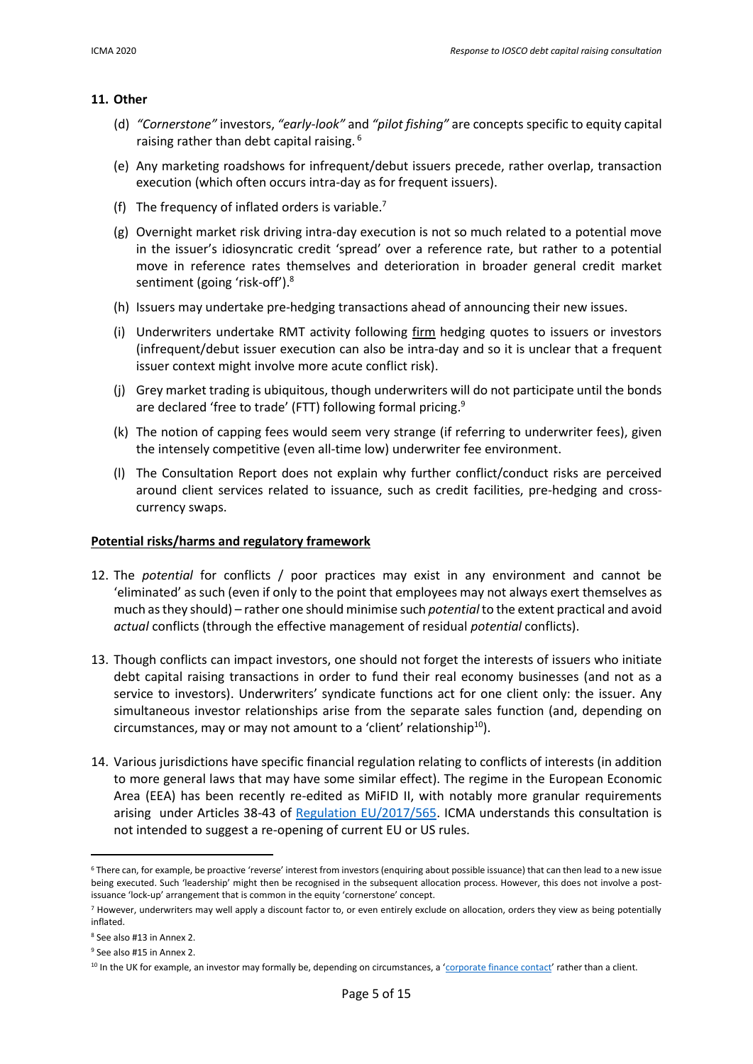**11. Other**

(d) *"Cornerstone"* investors, *"early-look"* and *"pilot fishing"* are concepts specific to equity capital raising rather than debt capital raising. [6]

(e) Any marketing roadshows for infrequent/debut issuers precede, rather overlap, transaction execution (which often occurs intra-day as for frequent issuers).

(f) The frequency of inflated orders is variable.[7]

(g) Overnight market risk driving intra-day execution is not so much related to a potential move in the issuer's idiosyncratic credit 'spread' over a reference rate, but rather to a potential move in reference rates themselves and deterioration in broader general credit market sentiment (going 'risk-off').[8]

(h) Issuers may undertake pre-hedging transactions ahead of announcing their new issues.

(i) Underwriters undertake RMT activity following firm hedging quotes to issuers or investors (infrequent/debut issuer execution can also be intra-day and so it is unclear that a frequent issuer context might involve more acute conflict risk).

(j) Grey market trading is ubiquitous, though underwriters will do not participate until the bonds are declared 'free to trade' (FTT) following formal pricing.[9]

(k) The notion of capping fees would seem very strange (if referring to underwriter fees), given the intensely competitive (even all-time low) underwriter fee environment.

(l) The Consultation Report does not explain why further conflict/conduct risks are perceived around client services related to issuance, such as credit facilities, pre-hedging and cross-currency swaps.

**Potential risks/harms and regulatory framework**

12. The *potential* for conflicts / poor practices may exist in any environment and cannot be 'eliminated' as such (even if only to the point that employees may not always exert themselves as much as they should) – rather one should minimise such *potential* to the extent practical and avoid *actual* conflicts (through the effective management of residual *potential* conflicts).

13. Though conflicts can impact investors, one should not forget the interests of issuers who initiate debt capital raising transactions in order to fund their real economy businesses (and not as a service to investors). Underwriters' syndicate functions act for one client only: the issuer. Any simultaneous investor relationships arise from the separate sales function (and, depending on circumstances, may or may not amount to a 'client' relationship[10]).

14. Various jurisdictions have specific financial regulation relating to conflicts of interests (in addition to more general laws that may have some similar effect). The regime in the European Economic Area (EEA) has been recently re-edited as MiFID II, with notably more granular requirements arising under Articles 38-43 of Regulation EU/2017/565. ICMA understands this consultation is not intended to suggest a re-opening of current EU or US rules.

---

[6] There can, for example, be proactive 'reverse' interest from investors (enquiring about possible issuance) that can then lead to a new issue being executed. Such 'leadership' might then be recognised in the subsequent allocation process. However, this does not involve a post-issuance 'lock-up' arrangement that is common in the equity 'cornerstone' concept.

[7] However, underwriters may well apply a discount factor to, or even entirely exclude on allocation, orders they view as being potentially inflated.

[8] See also #13 in Annex 2.

[9] See also #15 in Annex 2.

[10] In the UK for example, an investor may formally be, depending on circumstances, a 'corporate finance contact' rather than a client.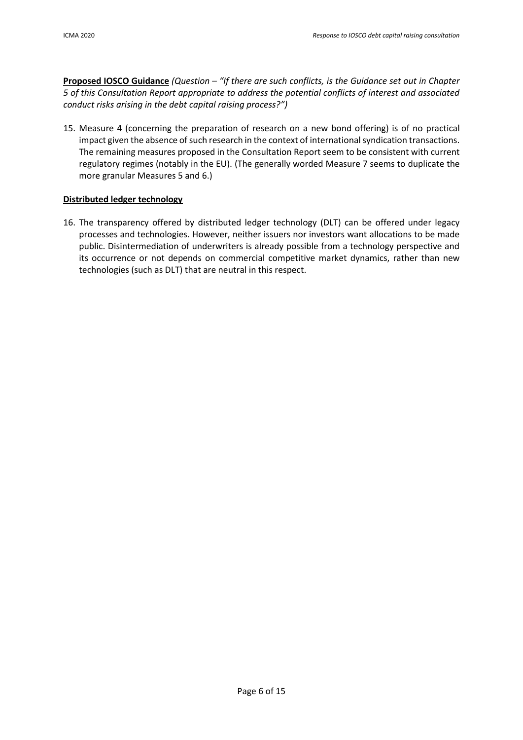**Proposed IOSCO Guidance** *(Question – "If there are such conflicts, is the Guidance set out in Chapter 5 of this Consultation Report appropriate to address the potential conflicts of interest and associated conduct risks arising in the debt capital raising process?")*

15. Measure 4 (concerning the preparation of research on a new bond offering) is of no practical impact given the absence of such research in the context of international syndication transactions. The remaining measures proposed in the Consultation Report seem to be consistent with current regulatory regimes (notably in the EU). (The generally worded Measure 7 seems to duplicate the more granular Measures 5 and 6.)

**Distributed ledger technology**

16. The transparency offered by distributed ledger technology (DLT) can be offered under legacy processes and technologies. However, neither issuers nor investors want allocations to be made public. Disintermediation of underwriters is already possible from a technology perspective and its occurrence or not depends on commercial competitive market dynamics, rather than new technologies (such as DLT) that are neutral in this respect.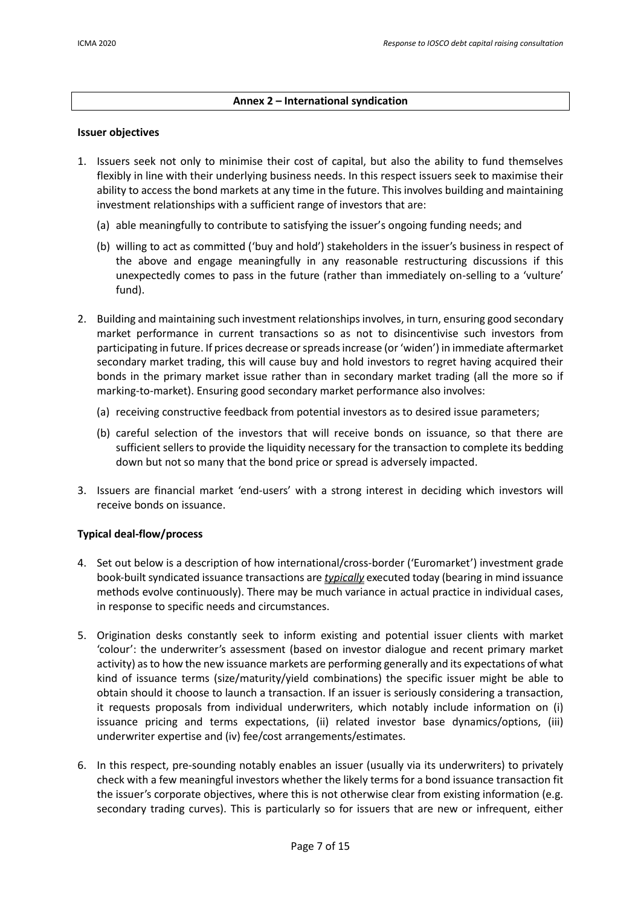## Annex 2 – International syndication

**Issuer objectives**

1. Issuers seek not only to minimise their cost of capital, but also the ability to fund themselves flexibly in line with their underlying business needs. In this respect issuers seek to maximise their ability to access the bond markets at any time in the future. This involves building and maintaining investment relationships with a sufficient range of investors that are:

   (a) able meaningfully to contribute to satisfying the issuer's ongoing funding needs; and

   (b) willing to act as committed ('buy and hold') stakeholders in the issuer's business in respect of the above and engage meaningfully in any reasonable restructuring discussions if this unexpectedly comes to pass in the future (rather than immediately on-selling to a 'vulture' fund).

2. Building and maintaining such investment relationships involves, in turn, ensuring good secondary market performance in current transactions so as not to disincentivise such investors from participating in future. If prices decrease or spreads increase (or 'widen') in immediate aftermarket secondary market trading, this will cause buy and hold investors to regret having acquired their bonds in the primary market issue rather than in secondary market trading (all the more so if marking-to-market). Ensuring good secondary market performance also involves:

   (a) receiving constructive feedback from potential investors as to desired issue parameters;

   (b) careful selection of the investors that will receive bonds on issuance, so that there are sufficient sellers to provide the liquidity necessary for the transaction to complete its bedding down but not so many that the bond price or spread is adversely impacted.

3. Issuers are financial market 'end-users' with a strong interest in deciding which investors will receive bonds on issuance.

**Typical deal-flow/process**

4. Set out below is a description of how international/cross-border ('Euromarket') investment grade book-built syndicated issuance transactions are ***typically*** executed today (bearing in mind issuance methods evolve continuously). There may be much variance in actual practice in individual cases, in response to specific needs and circumstances.

5. Origination desks constantly seek to inform existing and potential issuer clients with market 'colour': the underwriter's assessment (based on investor dialogue and recent primary market activity) as to how the new issuance markets are performing generally and its expectations of what kind of issuance terms (size/maturity/yield combinations) the specific issuer might be able to obtain should it choose to launch a transaction. If an issuer is seriously considering a transaction, it requests proposals from individual underwriters, which notably include information on (i) issuance pricing and terms expectations, (ii) related investor base dynamics/options, (iii) underwriter expertise and (iv) fee/cost arrangements/estimates.

6. In this respect, pre-sounding notably enables an issuer (usually via its underwriters) to privately check with a few meaningful investors whether the likely terms for a bond issuance transaction fit the issuer's corporate objectives, where this is not otherwise clear from existing information (e.g. secondary trading curves). This is particularly so for issuers that are new or infrequent, either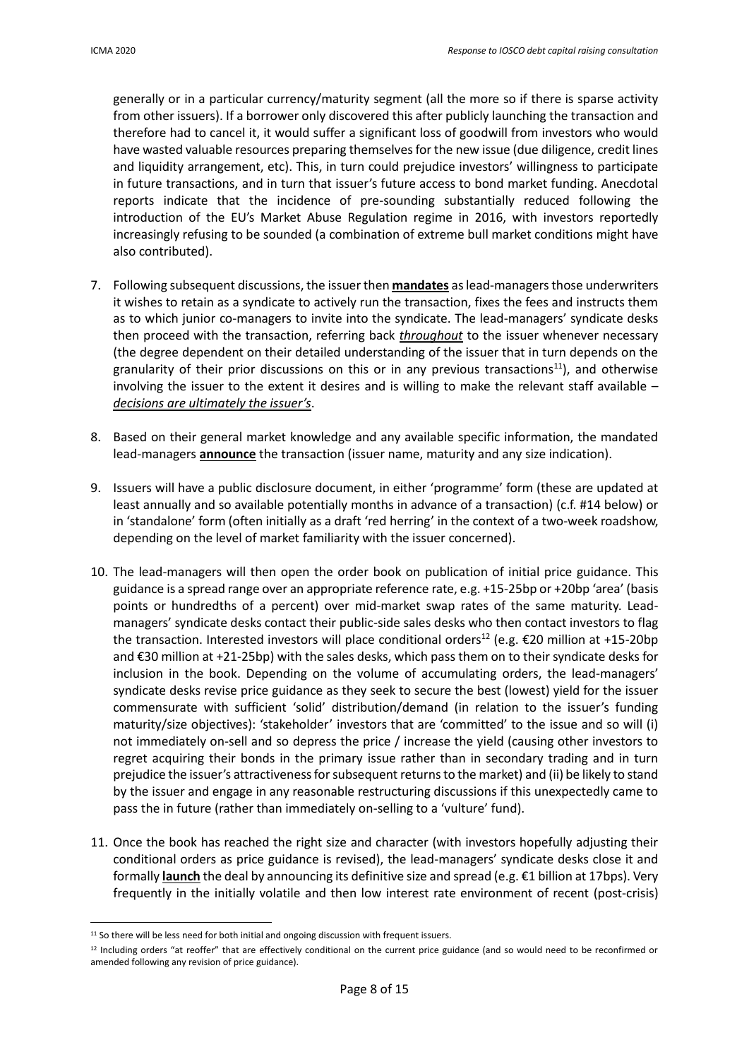generally or in a particular currency/maturity segment (all the more so if there is sparse activity from other issuers). If a borrower only discovered this after publicly launching the transaction and therefore had to cancel it, it would suffer a significant loss of goodwill from investors who would have wasted valuable resources preparing themselves for the new issue (due diligence, credit lines and liquidity arrangement, etc). This, in turn could prejudice investors' willingness to participate in future transactions, and in turn that issuer's future access to bond market funding. Anecdotal reports indicate that the incidence of pre-sounding substantially reduced following the introduction of the EU's Market Abuse Regulation regime in 2016, with investors reportedly increasingly refusing to be sounded (a combination of extreme bull market conditions might have also contributed).

7. Following subsequent discussions, the issuer then **<u>mandates</u>** as lead-managers those underwriters it wishes to retain as a syndicate to actively run the transaction, fixes the fees and instructs them as to which junior co-managers to invite into the syndicate. The lead-managers' syndicate desks then proceed with the transaction, referring back *<u>throughout</u>* to the issuer whenever necessary (the degree dependent on their detailed understanding of the issuer that in turn depends on the granularity of their prior discussions on this or in any previous transactions[11]), and otherwise involving the issuer to the extent it desires and is willing to make the relevant staff available – *<u>decisions are ultimately the issuer's</u>*.

8. Based on their general market knowledge and any available specific information, the mandated lead-managers **<u>announce</u>** the transaction (issuer name, maturity and any size indication).

9. Issuers will have a public disclosure document, in either 'programme' form (these are updated at least annually and so available potentially months in advance of a transaction) (c.f. #14 below) or in 'standalone' form (often initially as a draft 'red herring' in the context of a two-week roadshow, depending on the level of market familiarity with the issuer concerned).

10. The lead-managers will then open the order book on publication of initial price guidance. This guidance is a spread range over an appropriate reference rate, e.g. +15-25bp or +20bp 'area' (basis points or hundredths of a percent) over mid-market swap rates of the same maturity. Lead-managers' syndicate desks contact their public-side sales desks who then contact investors to flag the transaction. Interested investors will place conditional orders[12] (e.g. €20 million at +15-20bp and €30 million at +21-25bp) with the sales desks, which pass them on to their syndicate desks for inclusion in the book. Depending on the volume of accumulating orders, the lead-managers' syndicate desks revise price guidance as they seek to secure the best (lowest) yield for the issuer commensurate with sufficient 'solid' distribution/demand (in relation to the issuer's funding maturity/size objectives): 'stakeholder' investors that are 'committed' to the issue and so will (i) not immediately on-sell and so depress the price / increase the yield (causing other investors to regret acquiring their bonds in the primary issue rather than in secondary trading and in turn prejudice the issuer's attractiveness for subsequent returns to the market) and (ii) be likely to stand by the issuer and engage in any reasonable restructuring discussions if this unexpectedly came to pass the in future (rather than immediately on-selling to a 'vulture' fund).

11. Once the book has reached the right size and character (with investors hopefully adjusting their conditional orders as price guidance is revised), the lead-managers' syndicate desks close it and formally **<u>launch</u>** the deal by announcing its definitive size and spread (e.g. €1 billion at 17bps). Very frequently in the initially volatile and then low interest rate environment of recent (post-crisis)

---

[11] So there will be less need for both initial and ongoing discussion with frequent issuers.

[12] Including orders "at reoffer" that are effectively conditional on the current price guidance (and so would need to be reconfirmed or amended following any revision of price guidance).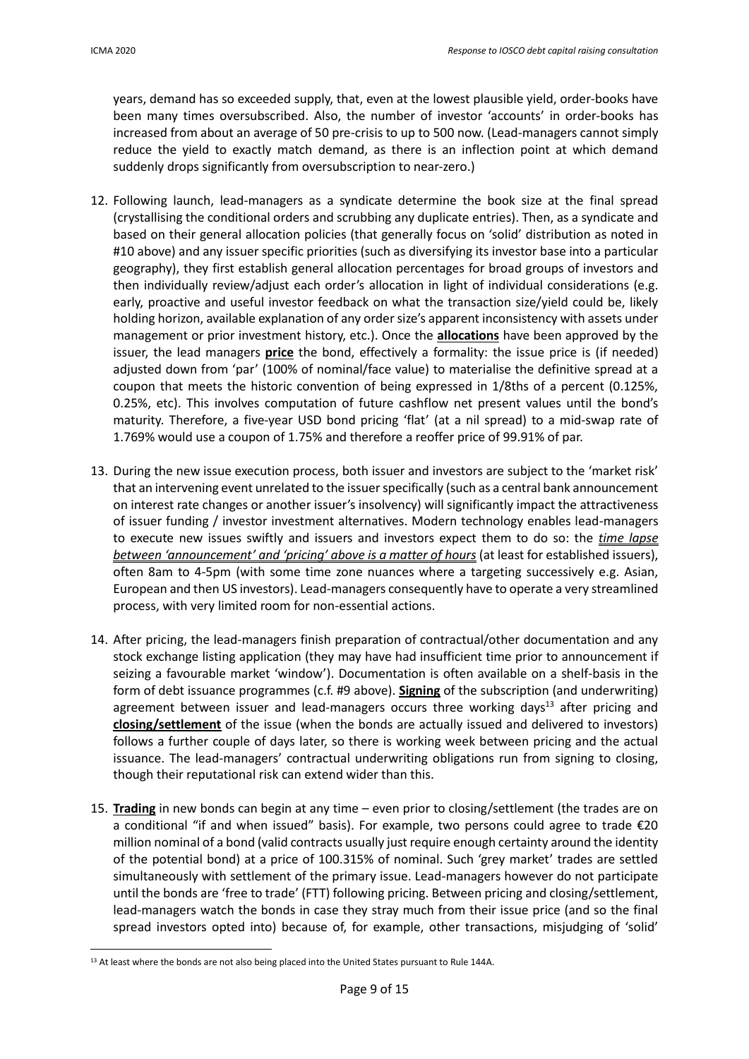years, demand has so exceeded supply, that, even at the lowest plausible yield, order-books have been many times oversubscribed. Also, the number of investor 'accounts' in order-books has increased from about an average of 50 pre-crisis to up to 500 now. (Lead-managers cannot simply reduce the yield to exactly match demand, as there is an inflection point at which demand suddenly drops significantly from oversubscription to near-zero.)

12. Following launch, lead-managers as a syndicate determine the book size at the final spread (crystallising the conditional orders and scrubbing any duplicate entries). Then, as a syndicate and based on their general allocation policies (that generally focus on 'solid' distribution as noted in #10 above) and any issuer specific priorities (such as diversifying its investor base into a particular geography), they first establish general allocation percentages for broad groups of investors and then individually review/adjust each order's allocation in light of individual considerations (e.g. early, proactive and useful investor feedback on what the transaction size/yield could be, likely holding horizon, available explanation of any order size's apparent inconsistency with assets under management or prior investment history, etc.). Once the **allocations** have been approved by the issuer, the lead managers **price** the bond, effectively a formality: the issue price is (if needed) adjusted down from 'par' (100% of nominal/face value) to materialise the definitive spread at a coupon that meets the historic convention of being expressed in 1/8ths of a percent (0.125%, 0.25%, etc). This involves computation of future cashflow net present values until the bond's maturity. Therefore, a five-year USD bond pricing 'flat' (at a nil spread) to a mid-swap rate of 1.769% would use a coupon of 1.75% and therefore a reoffer price of 99.91% of par.

13. During the new issue execution process, both issuer and investors are subject to the 'market risk' that an intervening event unrelated to the issuer specifically (such as a central bank announcement on interest rate changes or another issuer's insolvency) will significantly impact the attractiveness of issuer funding / investor investment alternatives. Modern technology enables lead-managers to execute new issues swiftly and issuers and investors expect them to do so: the ***time lapse between 'announcement' and 'pricing' above is a matter of hours*** (at least for established issuers), often 8am to 4-5pm (with some time zone nuances where a targeting successively e.g. Asian, European and then US investors). Lead-managers consequently have to operate a very streamlined process, with very limited room for non-essential actions.

14. After pricing, the lead-managers finish preparation of contractual/other documentation and any stock exchange listing application (they may have had insufficient time prior to announcement if seizing a favourable market 'window'). Documentation is often available on a shelf-basis in the form of debt issuance programmes (c.f. #9 above). **Signing** of the subscription (and underwriting) agreement between issuer and lead-managers occurs three working days[13] after pricing and **closing/settlement** of the issue (when the bonds are actually issued and delivered to investors) follows a further couple of days later, so there is working week between pricing and the actual issuance. The lead-managers' contractual underwriting obligations run from signing to closing, though their reputational risk can extend wider than this.

15. **Trading** in new bonds can begin at any time – even prior to closing/settlement (the trades are on a conditional "if and when issued" basis). For example, two persons could agree to trade €20 million nominal of a bond (valid contracts usually just require enough certainty around the identity of the potential bond) at a price of 100.315% of nominal. Such 'grey market' trades are settled simultaneously with settlement of the primary issue. Lead-managers however do not participate until the bonds are 'free to trade' (FTT) following pricing. Between pricing and closing/settlement, lead-managers watch the bonds in case they stray much from their issue price (and so the final spread investors opted into) because of, for example, other transactions, misjudging of 'solid'

[13] At least where the bonds are not also being placed into the United States pursuant to Rule 144A.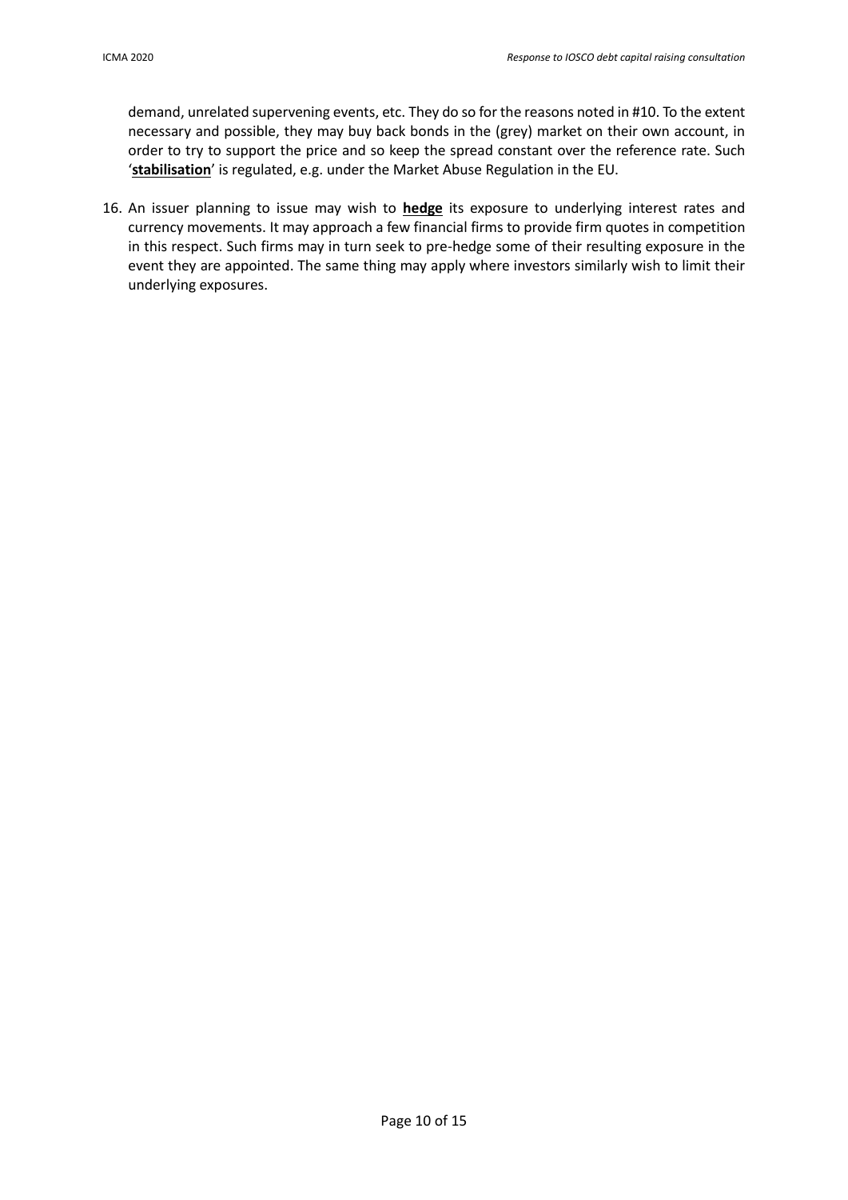demand, unrelated supervening events, etc. They do so for the reasons noted in #10. To the extent necessary and possible, they may buy back bonds in the (grey) market on their own account, in order to try to support the price and so keep the spread constant over the reference rate. Such '**stabilisation**' is regulated, e.g. under the Market Abuse Regulation in the EU.

16. An issuer planning to issue may wish to **hedge** its exposure to underlying interest rates and currency movements. It may approach a few financial firms to provide firm quotes in competition in this respect. Such firms may in turn seek to pre-hedge some of their resulting exposure in the event they are appointed. The same thing may apply where investors similarly wish to limit their underlying exposures.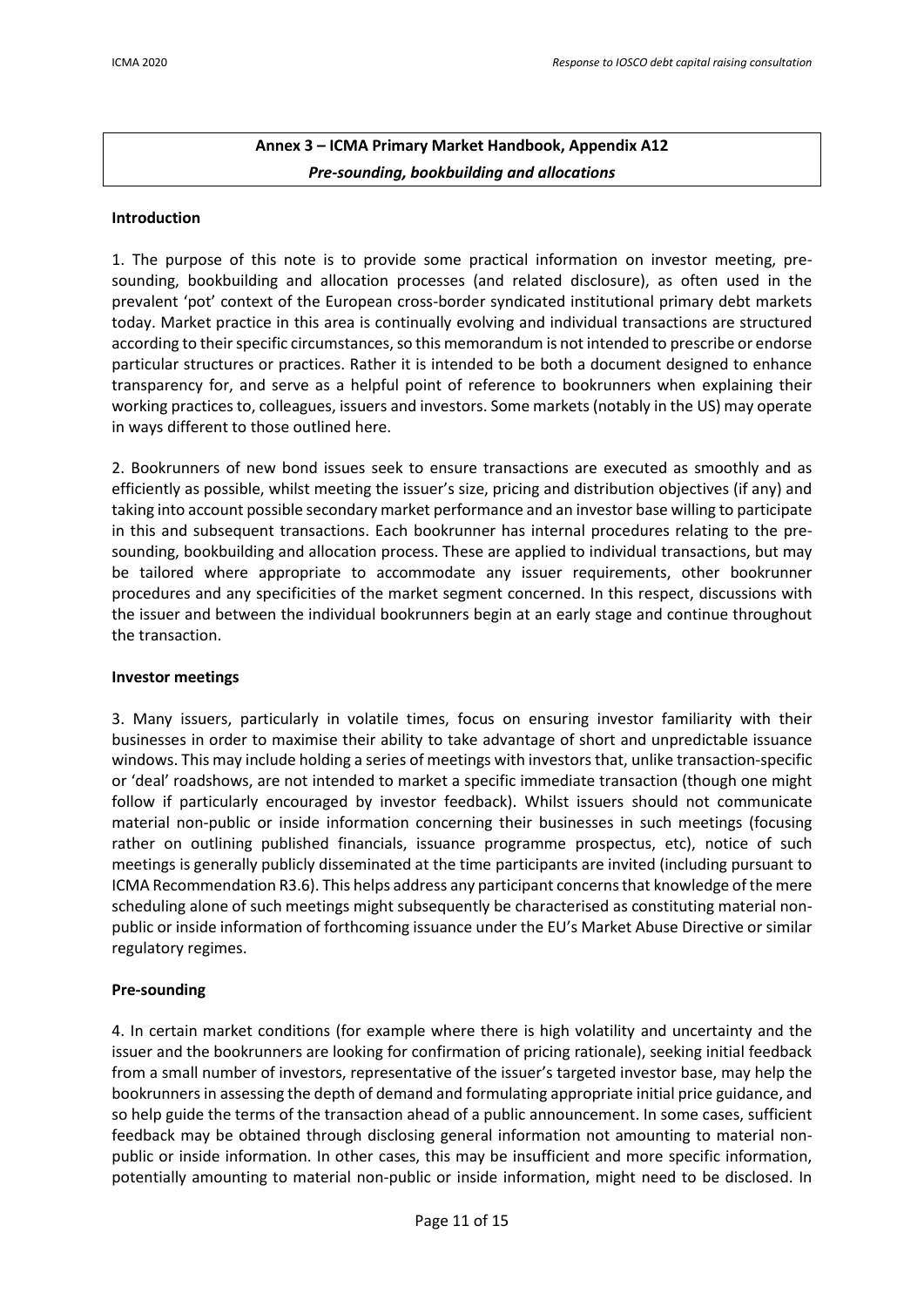**Annex 3 – ICMA Primary Market Handbook, Appendix A12**
***Pre-sounding, bookbuilding and allocations***

**Introduction**

1. The purpose of this note is to provide some practical information on investor meeting, pre-sounding, bookbuilding and allocation processes (and related disclosure), as often used in the prevalent 'pot' context of the European cross-border syndicated institutional primary debt markets today. Market practice in this area is continually evolving and individual transactions are structured according to their specific circumstances, so this memorandum is not intended to prescribe or endorse particular structures or practices. Rather it is intended to be both a document designed to enhance transparency for, and serve as a helpful point of reference to bookrunners when explaining their working practices to, colleagues, issuers and investors. Some markets (notably in the US) may operate in ways different to those outlined here.

2. Bookrunners of new bond issues seek to ensure transactions are executed as smoothly and as efficiently as possible, whilst meeting the issuer's size, pricing and distribution objectives (if any) and taking into account possible secondary market performance and an investor base willing to participate in this and subsequent transactions. Each bookrunner has internal procedures relating to the pre-sounding, bookbuilding and allocation process. These are applied to individual transactions, but may be tailored where appropriate to accommodate any issuer requirements, other bookrunner procedures and any specificities of the market segment concerned. In this respect, discussions with the issuer and between the individual bookrunners begin at an early stage and continue throughout the transaction.

**Investor meetings**

3. Many issuers, particularly in volatile times, focus on ensuring investor familiarity with their businesses in order to maximise their ability to take advantage of short and unpredictable issuance windows. This may include holding a series of meetings with investors that, unlike transaction-specific or 'deal' roadshows, are not intended to market a specific immediate transaction (though one might follow if particularly encouraged by investor feedback). Whilst issuers should not communicate material non-public or inside information concerning their businesses in such meetings (focusing rather on outlining published financials, issuance programme prospectus, etc), notice of such meetings is generally publicly disseminated at the time participants are invited (including pursuant to ICMA Recommendation R3.6). This helps address any participant concerns that knowledge of the mere scheduling alone of such meetings might subsequently be characterised as constituting material non-public or inside information of forthcoming issuance under the EU's Market Abuse Directive or similar regulatory regimes.

**Pre-sounding**

4. In certain market conditions (for example where there is high volatility and uncertainty and the issuer and the bookrunners are looking for confirmation of pricing rationale), seeking initial feedback from a small number of investors, representative of the issuer's targeted investor base, may help the bookrunners in assessing the depth of demand and formulating appropriate initial price guidance, and so help guide the terms of the transaction ahead of a public announcement. In some cases, sufficient feedback may be obtained through disclosing general information not amounting to material non-public or inside information. In other cases, this may be insufficient and more specific information, potentially amounting to material non-public or inside information, might need to be disclosed. In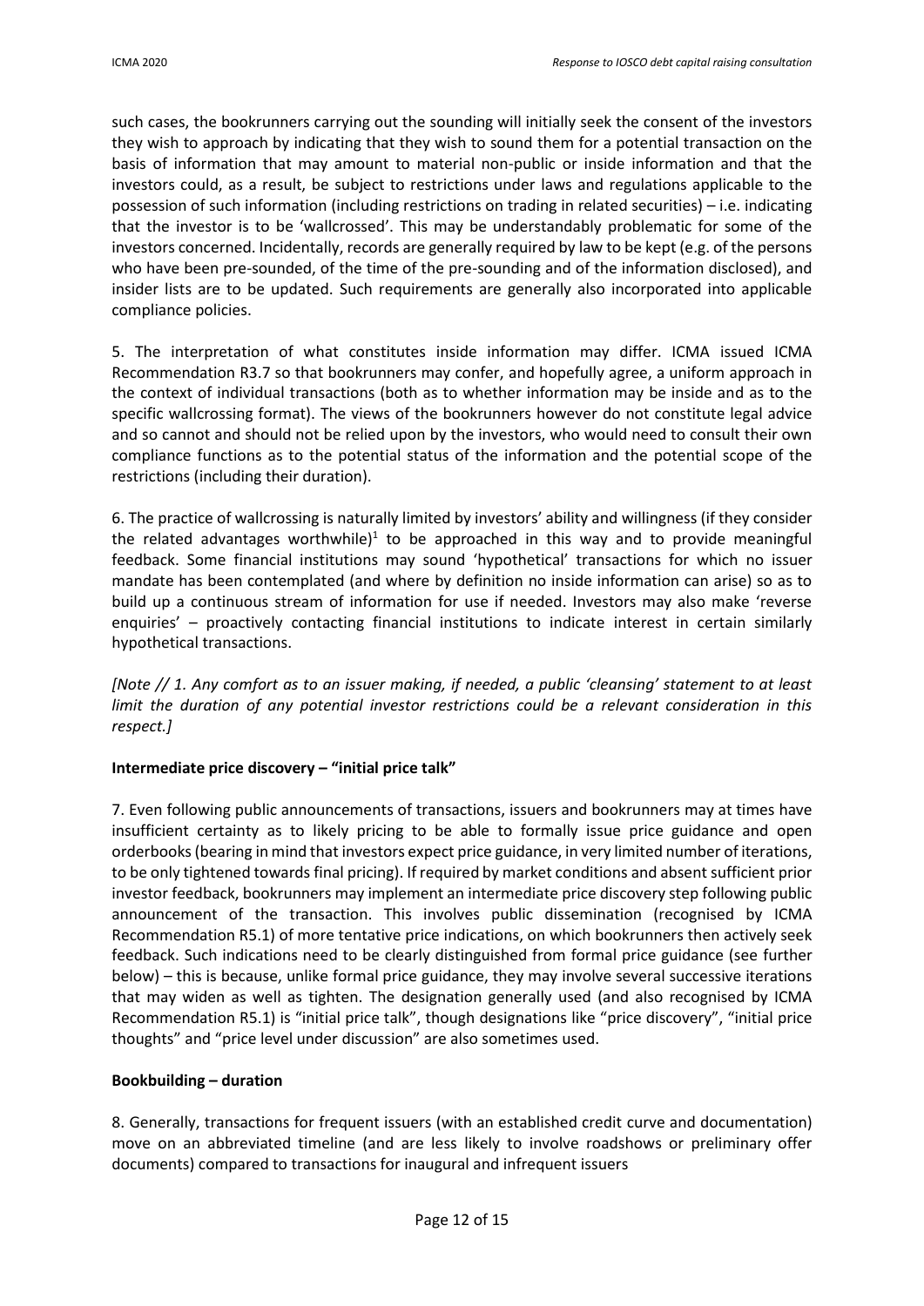such cases, the bookrunners carrying out the sounding will initially seek the consent of the investors they wish to approach by indicating that they wish to sound them for a potential transaction on the basis of information that may amount to material non-public or inside information and that the investors could, as a result, be subject to restrictions under laws and regulations applicable to the possession of such information (including restrictions on trading in related securities) – i.e. indicating that the investor is to be 'wallcrossed'. This may be understandably problematic for some of the investors concerned. Incidentally, records are generally required by law to be kept (e.g. of the persons who have been pre-sounded, of the time of the pre-sounding and of the information disclosed), and insider lists are to be updated. Such requirements are generally also incorporated into applicable compliance policies.

5. The interpretation of what constitutes inside information may differ. ICMA issued ICMA Recommendation R3.7 so that bookrunners may confer, and hopefully agree, a uniform approach in the context of individual transactions (both as to whether information may be inside and as to the specific wallcrossing format). The views of the bookrunners however do not constitute legal advice and so cannot and should not be relied upon by the investors, who would need to consult their own compliance functions as to the potential status of the information and the potential scope of the restrictions (including their duration).

6. The practice of wallcrossing is naturally limited by investors' ability and willingness (if they consider the related advantages worthwhile)[1] to be approached in this way and to provide meaningful feedback. Some financial institutions may sound 'hypothetical' transactions for which no issuer mandate has been contemplated (and where by definition no inside information can arise) so as to build up a continuous stream of information for use if needed. Investors may also make 'reverse enquiries' – proactively contacting financial institutions to indicate interest in certain similarly hypothetical transactions.

*[Note // 1. Any comfort as to an issuer making, if needed, a public 'cleansing' statement to at least limit the duration of any potential investor restrictions could be a relevant consideration in this respect.]*

**Intermediate price discovery – "initial price talk"**

7. Even following public announcements of transactions, issuers and bookrunners may at times have insufficient certainty as to likely pricing to be able to formally issue price guidance and open orderbooks (bearing in mind that investors expect price guidance, in very limited number of iterations, to be only tightened towards final pricing). If required by market conditions and absent sufficient prior investor feedback, bookrunners may implement an intermediate price discovery step following public announcement of the transaction. This involves public dissemination (recognised by ICMA Recommendation R5.1) of more tentative price indications, on which bookrunners then actively seek feedback. Such indications need to be clearly distinguished from formal price guidance (see further below) – this is because, unlike formal price guidance, they may involve several successive iterations that may widen as well as tighten. The designation generally used (and also recognised by ICMA Recommendation R5.1) is "initial price talk", though designations like "price discovery", "initial price thoughts" and "price level under discussion" are also sometimes used.

**Bookbuilding – duration**

8. Generally, transactions for frequent issuers (with an established credit curve and documentation) move on an abbreviated timeline (and are less likely to involve roadshows or preliminary offer documents) compared to transactions for inaugural and infrequent issuers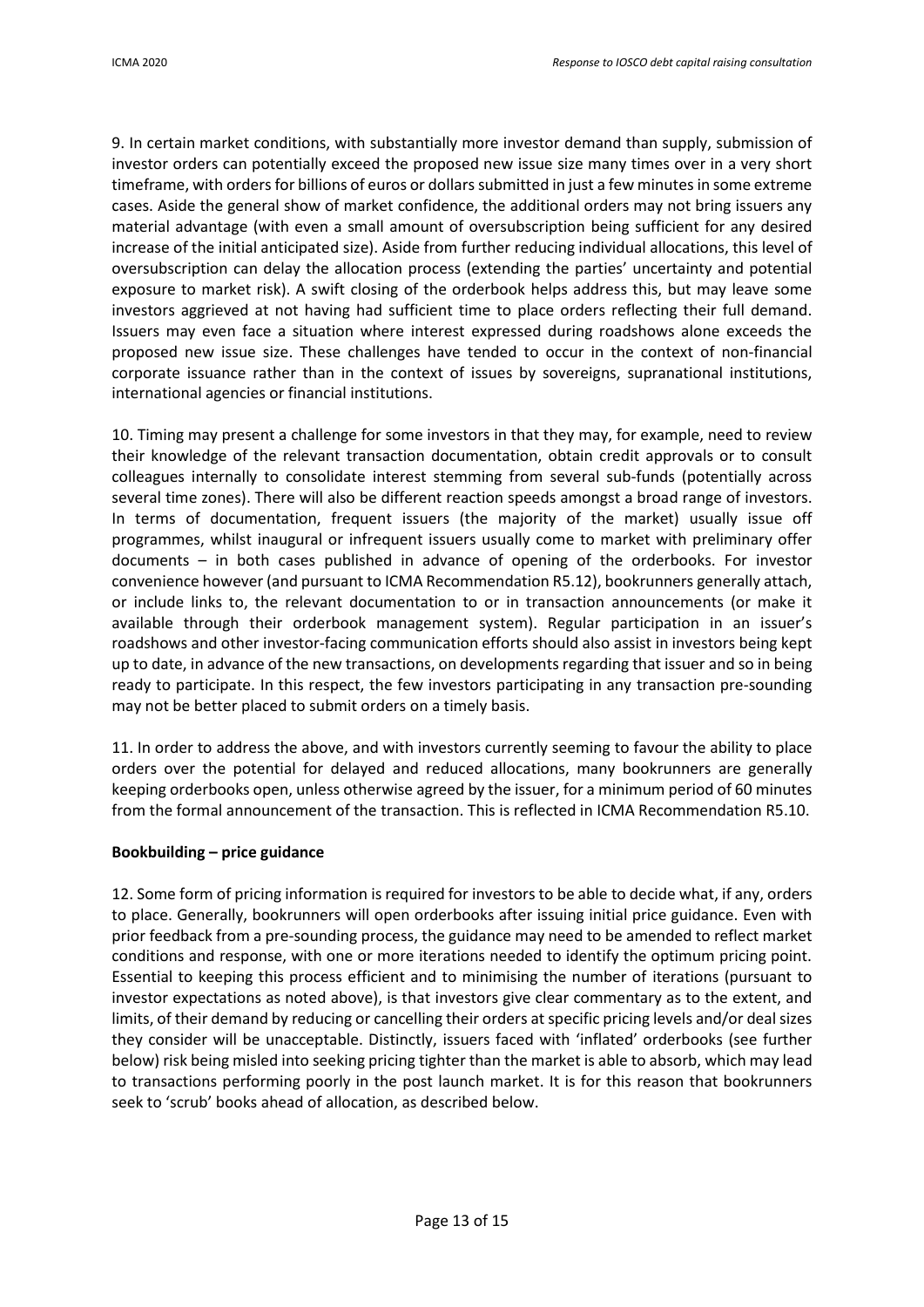9. In certain market conditions, with substantially more investor demand than supply, submission of investor orders can potentially exceed the proposed new issue size many times over in a very short timeframe, with orders for billions of euros or dollars submitted in just a few minutes in some extreme cases. Aside the general show of market confidence, the additional orders may not bring issuers any material advantage (with even a small amount of oversubscription being sufficient for any desired increase of the initial anticipated size). Aside from further reducing individual allocations, this level of oversubscription can delay the allocation process (extending the parties' uncertainty and potential exposure to market risk). A swift closing of the orderbook helps address this, but may leave some investors aggrieved at not having had sufficient time to place orders reflecting their full demand. Issuers may even face a situation where interest expressed during roadshows alone exceeds the proposed new issue size. These challenges have tended to occur in the context of non-financial corporate issuance rather than in the context of issues by sovereigns, supranational institutions, international agencies or financial institutions.

10. Timing may present a challenge for some investors in that they may, for example, need to review their knowledge of the relevant transaction documentation, obtain credit approvals or to consult colleagues internally to consolidate interest stemming from several sub-funds (potentially across several time zones). There will also be different reaction speeds amongst a broad range of investors. In terms of documentation, frequent issuers (the majority of the market) usually issue off programmes, whilst inaugural or infrequent issuers usually come to market with preliminary offer documents – in both cases published in advance of opening of the orderbooks. For investor convenience however (and pursuant to ICMA Recommendation R5.12), bookrunners generally attach, or include links to, the relevant documentation to or in transaction announcements (or make it available through their orderbook management system). Regular participation in an issuer's roadshows and other investor-facing communication efforts should also assist in investors being kept up to date, in advance of the new transactions, on developments regarding that issuer and so in being ready to participate. In this respect, the few investors participating in any transaction pre-sounding may not be better placed to submit orders on a timely basis.

11. In order to address the above, and with investors currently seeming to favour the ability to place orders over the potential for delayed and reduced allocations, many bookrunners are generally keeping orderbooks open, unless otherwise agreed by the issuer, for a minimum period of 60 minutes from the formal announcement of the transaction. This is reflected in ICMA Recommendation R5.10.

**Bookbuilding – price guidance**

12. Some form of pricing information is required for investors to be able to decide what, if any, orders to place. Generally, bookrunners will open orderbooks after issuing initial price guidance. Even with prior feedback from a pre-sounding process, the guidance may need to be amended to reflect market conditions and response, with one or more iterations needed to identify the optimum pricing point. Essential to keeping this process efficient and to minimising the number of iterations (pursuant to investor expectations as noted above), is that investors give clear commentary as to the extent, and limits, of their demand by reducing or cancelling their orders at specific pricing levels and/or deal sizes they consider will be unacceptable. Distinctly, issuers faced with 'inflated' orderbooks (see further below) risk being misled into seeking pricing tighter than the market is able to absorb, which may lead to transactions performing poorly in the post launch market. It is for this reason that bookrunners seek to 'scrub' books ahead of allocation, as described below.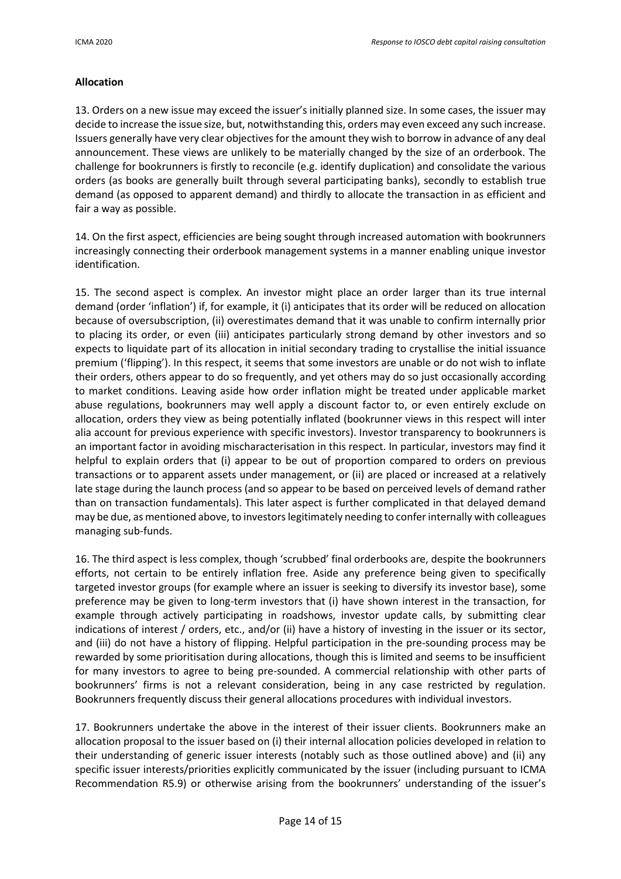**Allocation**

13. Orders on a new issue may exceed the issuer's initially planned size. In some cases, the issuer may decide to increase the issue size, but, notwithstanding this, orders may even exceed any such increase. Issuers generally have very clear objectives for the amount they wish to borrow in advance of any deal announcement. These views are unlikely to be materially changed by the size of an orderbook. The challenge for bookrunners is firstly to reconcile (e.g. identify duplication) and consolidate the various orders (as books are generally built through several participating banks), secondly to establish true demand (as opposed to apparent demand) and thirdly to allocate the transaction in as efficient and fair a way as possible.

14. On the first aspect, efficiencies are being sought through increased automation with bookrunners increasingly connecting their orderbook management systems in a manner enabling unique investor identification.

15. The second aspect is complex. An investor might place an order larger than its true internal demand (order 'inflation') if, for example, it (i) anticipates that its order will be reduced on allocation because of oversubscription, (ii) overestimates demand that it was unable to confirm internally prior to placing its order, or even (iii) anticipates particularly strong demand by other investors and so expects to liquidate part of its allocation in initial secondary trading to crystallise the initial issuance premium ('flipping'). In this respect, it seems that some investors are unable or do not wish to inflate their orders, others appear to do so frequently, and yet others may do so just occasionally according to market conditions. Leaving aside how order inflation might be treated under applicable market abuse regulations, bookrunners may well apply a discount factor to, or even entirely exclude on allocation, orders they view as being potentially inflated (bookrunner views in this respect will inter alia account for previous experience with specific investors). Investor transparency to bookrunners is an important factor in avoiding mischaracterisation in this respect. In particular, investors may find it helpful to explain orders that (i) appear to be out of proportion compared to orders on previous transactions or to apparent assets under management, or (ii) are placed or increased at a relatively late stage during the launch process (and so appear to be based on perceived levels of demand rather than on transaction fundamentals). This later aspect is further complicated in that delayed demand may be due, as mentioned above, to investors legitimately needing to confer internally with colleagues managing sub-funds.

16. The third aspect is less complex, though 'scrubbed' final orderbooks are, despite the bookrunners efforts, not certain to be entirely inflation free. Aside any preference being given to specifically targeted investor groups (for example where an issuer is seeking to diversify its investor base), some preference may be given to long-term investors that (i) have shown interest in the transaction, for example through actively participating in roadshows, investor update calls, by submitting clear indications of interest / orders, etc., and/or (ii) have a history of investing in the issuer or its sector, and (iii) do not have a history of flipping. Helpful participation in the pre-sounding process may be rewarded by some prioritisation during allocations, though this is limited and seems to be insufficient for many investors to agree to being pre-sounded. A commercial relationship with other parts of bookrunners' firms is not a relevant consideration, being in any case restricted by regulation. Bookrunners frequently discuss their general allocations procedures with individual investors.

17. Bookrunners undertake the above in the interest of their issuer clients. Bookrunners make an allocation proposal to the issuer based on (i) their internal allocation policies developed in relation to their understanding of generic issuer interests (notably such as those outlined above) and (ii) any specific issuer interests/priorities explicitly communicated by the issuer (including pursuant to ICMA Recommendation R5.9) or otherwise arising from the bookrunners' understanding of the issuer's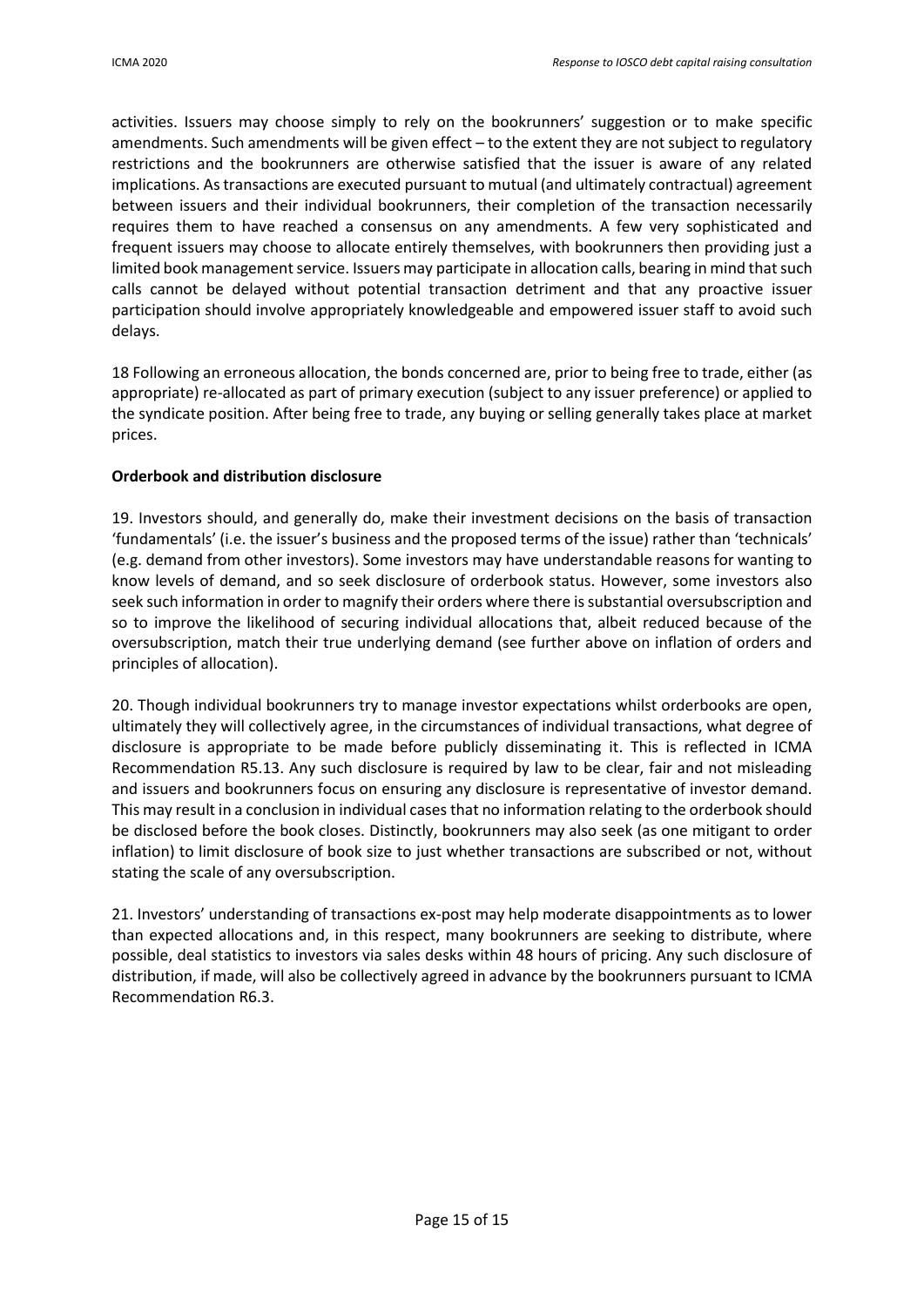activities. Issuers may choose simply to rely on the bookrunners' suggestion or to make specific amendments. Such amendments will be given effect – to the extent they are not subject to regulatory restrictions and the bookrunners are otherwise satisfied that the issuer is aware of any related implications. As transactions are executed pursuant to mutual (and ultimately contractual) agreement between issuers and their individual bookrunners, their completion of the transaction necessarily requires them to have reached a consensus on any amendments. A few very sophisticated and frequent issuers may choose to allocate entirely themselves, with bookrunners then providing just a limited book management service. Issuers may participate in allocation calls, bearing in mind that such calls cannot be delayed without potential transaction detriment and that any proactive issuer participation should involve appropriately knowledgeable and empowered issuer staff to avoid such delays.

18 Following an erroneous allocation, the bonds concerned are, prior to being free to trade, either (as appropriate) re-allocated as part of primary execution (subject to any issuer preference) or applied to the syndicate position. After being free to trade, any buying or selling generally takes place at market prices.

**Orderbook and distribution disclosure**

19. Investors should, and generally do, make their investment decisions on the basis of transaction 'fundamentals' (i.e. the issuer's business and the proposed terms of the issue) rather than 'technicals' (e.g. demand from other investors). Some investors may have understandable reasons for wanting to know levels of demand, and so seek disclosure of orderbook status. However, some investors also seek such information in order to magnify their orders where there is substantial oversubscription and so to improve the likelihood of securing individual allocations that, albeit reduced because of the oversubscription, match their true underlying demand (see further above on inflation of orders and principles of allocation).

20. Though individual bookrunners try to manage investor expectations whilst orderbooks are open, ultimately they will collectively agree, in the circumstances of individual transactions, what degree of disclosure is appropriate to be made before publicly disseminating it. This is reflected in ICMA Recommendation R5.13. Any such disclosure is required by law to be clear, fair and not misleading and issuers and bookrunners focus on ensuring any disclosure is representative of investor demand. This may result in a conclusion in individual cases that no information relating to the orderbook should be disclosed before the book closes. Distinctly, bookrunners may also seek (as one mitigant to order inflation) to limit disclosure of book size to just whether transactions are subscribed or not, without stating the scale of any oversubscription.

21. Investors' understanding of transactions ex-post may help moderate disappointments as to lower than expected allocations and, in this respect, many bookrunners are seeking to distribute, where possible, deal statistics to investors via sales desks within 48 hours of pricing. Any such disclosure of distribution, if made, will also be collectively agreed in advance by the bookrunners pursuant to ICMA Recommendation R6.3.